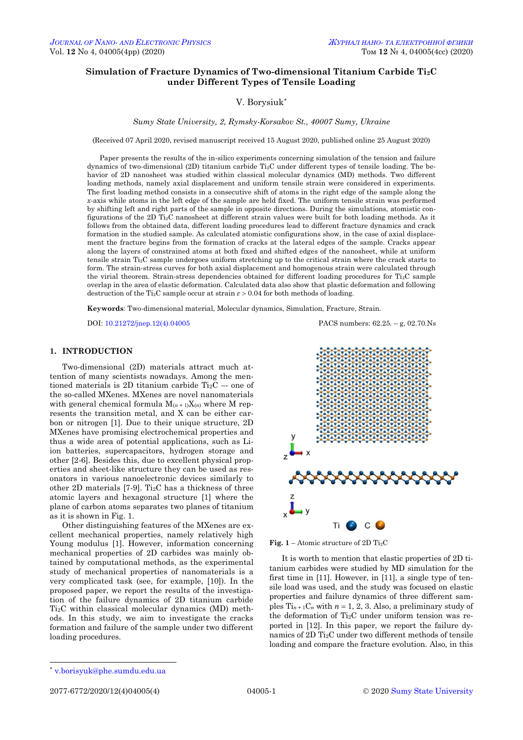# Simulation of Fracture Dynamics of Two-dimensional Titanium Carbide $Ti_2C$ under Different Types of Tensile Loading

V. Borysiuk*

*Sumy State University, 2, Rymsky-Korsakov St., 40007 Sumy, Ukraine*

(Received 07 April 2020, revised manuscript received 15 August 2020, published online 25 August 2020)

Paper presents the results of the in-silico experiments concerning simulation of the tension and failure dynamics of two-dimensional (2D) titanium carbide $Ti_2C$ under different types of tensile loading. The behavior of 2D nanosheet was studied within classical molecular dynamics (MD) methods. Two different loading methods, namely axial displacement and uniform tensile strain were considered in experiments. The first loading method consists in a consecutive shift of atoms in the right edge of the sample along the $x$-axis while atoms in the left edge of the sample are held fixed. The uniform tensile strain was performed by shifting left and right parts of the sample in opposite directions. During the simulations, atomistic configurations of the 2D $Ti_2C$ nanosheet at different strain values were built for both loading methods. As it follows from the obtained data, different loading procedures lead to different fracture dynamics and crack formation in the studied sample. As calculated atomistic configurations show, in the case of axial displacement the fracture begins from the formation of cracks at the lateral edges of the sample. Cracks appear along the layers of constrained atoms at both fixed and shifted edges of the nanosheet, while at uniform tensile strain $Ti_2C$ sample undergoes uniform stretching up to the critical strain where the crack starts to form. The strain-stress curves for both axial displacement and homogenous strain were calculated through the virial theorem. Strain-stress dependencies obtained for different loading procedures for $Ti_2C$ sample overlap in the area of elastic deformation. Calculated data also show that plastic deformation and following destruction of the $Ti_2C$ sample occur at strain $\varepsilon > 0.04$ for both methods of loading.

**Keywords**: Two-dimensional material, Molecular dynamics, Simulation, Fracture, Strain.

DOI: 10.21272/jnep.12(4).04005 PACS numbers: 62.25. – g, 02.70.Ns

## 1. INTRODUCTION

Two-dimensional (2D) materials attract much attention of many scientists nowadays. Among the mentioned materials is 2D titanium carbide $Ti_2C$ –- one of the so-called MXenes. MXenes are novel nanomaterials with general chemical formula $M_{(n+1)}X_{(n)}$ where M represents the transition metal, and X can be either carbon or nitrogen [1]. Due to their unique structure, 2D MXenes have promising electrochemical properties and thus a wide area of potential applications, such as Li-ion batteries, supercapacitors, hydrogen storage and other [2-6]. Besides this, due to excellent physical properties and sheet-like structure they can be used as resonators in various nanoelectronic devices similarly to other 2D materials [7-9]. $Ti_2C$ has a thickness of three atomic layers and hexagonal structure [1] where the plane of carbon atoms separates two planes of titanium as it is shown in Fig. 1.

Other distinguishing features of the MXenes are excellent mechanical properties, namely relatively high Young modulus [1]. However, information concerning mechanical properties of 2D carbides was mainly obtained by computational methods, as the experimental study of mechanical properties of nanomaterials is a very complicated task (see, for example, [10]). In the proposed paper, we report the results of the investigation of the failure dynamics of 2D titanium carbide $Ti_2C$ within classical molecular dynamics (MD) methods. In this study, we aim to investigate the cracks formation and failure of the sample under two different loading procedures.

y
z x
z
x y
Ti C

**Fig. 1** – Atomic structure of 2D $Ti_2C$

It is worth to mention that elastic properties of 2D titanium carbides were studied by MD simulation for the first time in [11]. However, in [11], a single type of tensile load was used, and the study was focused on elastic properties and failure dynamics of three different samples $Ti_{n+1}C_n$ with $n = 1, 2, 3$. Also, a preliminary study of the deformation of $Ti_2C$ under uniform tension was reported in [12]. In this paper, we report the failure dynamics of 2D $Ti_2C$ under two different methods of tensile loading and compare the fracture evolution. Also, in this

* v.borisyuk@phe.sumdu.edu.ua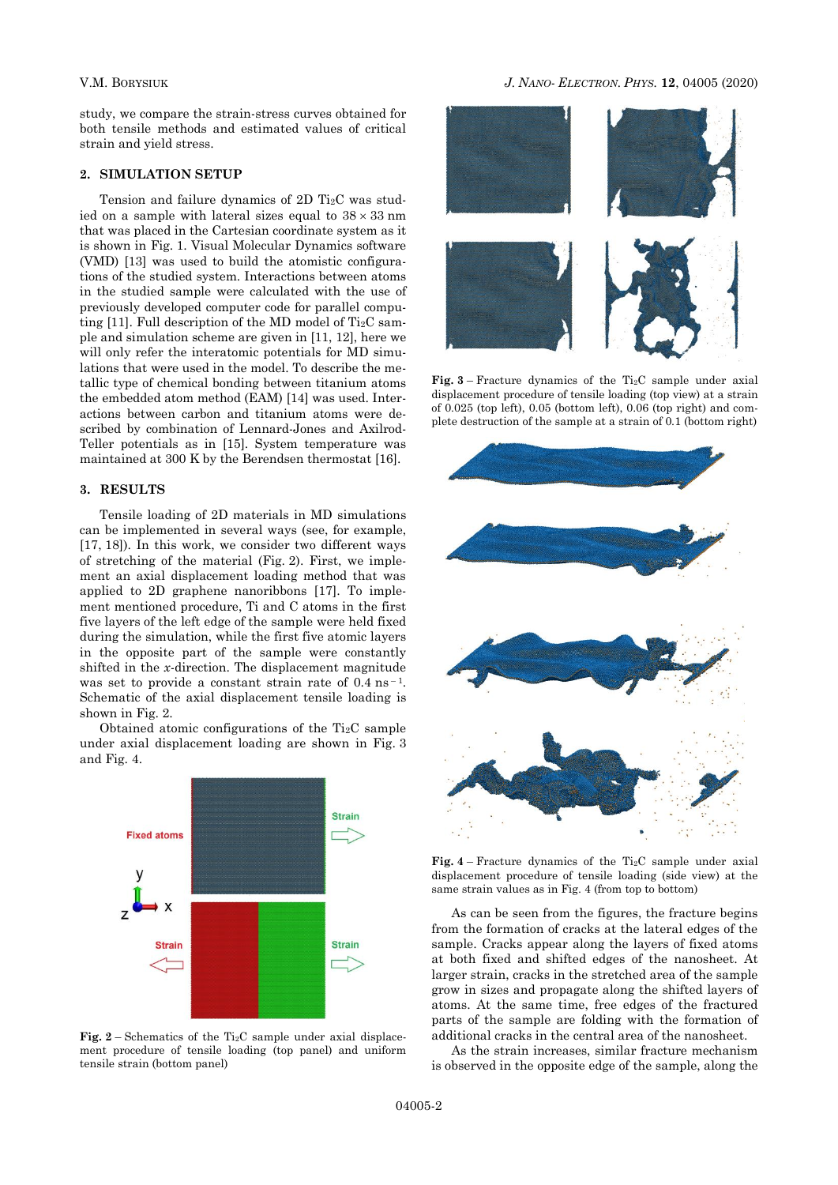study, we compare the strain-stress curves obtained for both tensile methods and estimated values of critical strain and yield stress.

## 2. SIMULATION SETUP

Tension and failure dynamics of 2D $Ti_2C$ was studied on a sample with lateral sizes equal to $38 \times 33$ nm that was placed in the Cartesian coordinate system as it is shown in Fig. 1. Visual Molecular Dynamics software (VMD) [13] was used to build the atomistic configurations of the studied system. Interactions between atoms in the studied sample were calculated with the use of previously developed computer code for parallel computing [11]. Full description of the MD model of $Ti_2C$ sample and simulation scheme are given in [11, 12], here we will only refer the interatomic potentials for MD simulations that were used in the model. To describe the metallic type of chemical bonding between titanium atoms the embedded atom method (EAM) [14] was used. Interactions between carbon and titanium atoms were described by combination of Lennard-Jones and Axilrod-Teller potentials as in [15]. System temperature was maintained at 300 K by the Berendsen thermostat [16].

## 3. RESULTS

Tensile loading of 2D materials in MD simulations can be implemented in several ways (see, for example, [17, 18]). In this work, we consider two different ways of stretching of the material (Fig. 2). First, we implement an axial displacement loading method that was applied to 2D graphene nanoribbons [17]. To implement mentioned procedure, Ti and C atoms in the first five layers of the left edge of the sample were held fixed during the simulation, while the first five atomic layers in the opposite part of the sample were constantly shifted in the *x*-direction. The displacement magnitude was set to provide a constant strain rate of $0.4\ \text{ns}^{-1}$. Schematic of the axial displacement tensile loading is shown in Fig. 2.

Obtained atomic configurations of the $Ti_2C$ sample under axial displacement loading are shown in Fig. 3 and Fig. 4.

Fixed atoms

Strain

y

z

x

Strain

Strain

**Fig. 2** – Schematics of the $Ti_2C$ sample under axial displacement procedure of tensile loading (top panel) and uniform tensile strain (bottom panel)

**Fig. 3** – Fracture dynamics of the $Ti_2C$ sample under axial displacement procedure of tensile loading (top view) at a strain of 0.025 (top left), 0.05 (bottom left), 0.06 (top right) and complete destruction of the sample at a strain of 0.1 (bottom right)

**Fig. 4** – Fracture dynamics of the $Ti_2C$ sample under axial displacement procedure of tensile loading (side view) at the same strain values as in Fig. 4 (from top to bottom)

As can be seen from the figures, the fracture begins from the formation of cracks at the lateral edges of the sample. Cracks appear along the layers of fixed atoms at both fixed and shifted edges of the nanosheet. At larger strain, cracks in the stretched area of the sample grow in sizes and propagate along the shifted layers of atoms. At the same time, free edges of the fractured parts of the sample are folding with the formation of additional cracks in the central area of the nanosheet.

As the strain increases, similar fracture mechanism is observed in the opposite edge of the sample, along the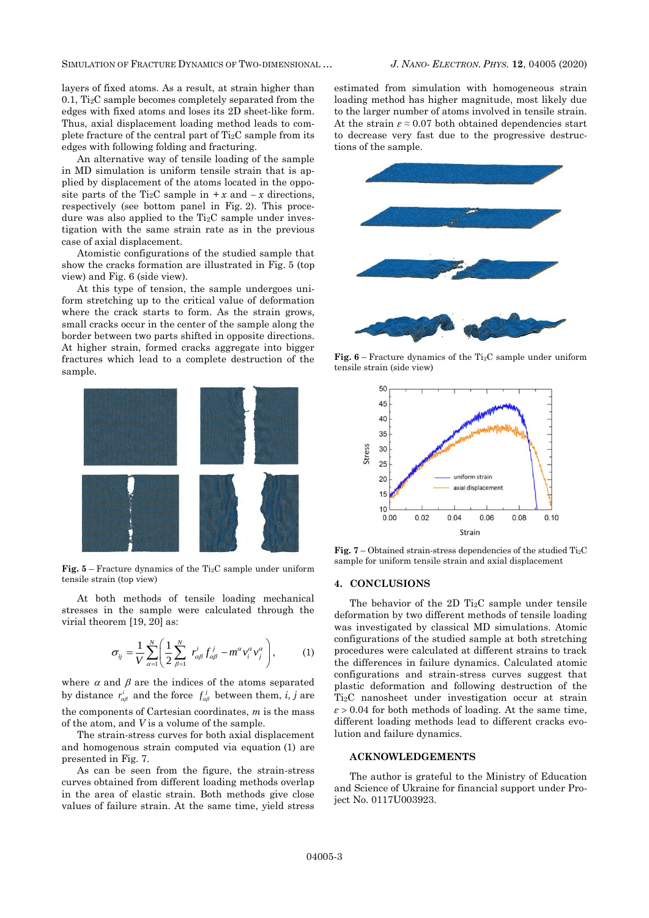layers of fixed atoms. As a result, at strain higher than 0.1, $Ti_2C$ sample becomes completely separated from the edges with fixed atoms and loses its 2D sheet-like form. Thus, axial displacement loading method leads to complete fracture of the central part of $Ti_2C$ sample from its edges with following folding and fracturing.

An alternative way of tensile loading of the sample in MD simulation is uniform tensile strain that is applied by displacement of the atoms located in the opposite parts of the $Ti_2C$ sample in $+x$ and $-x$ directions, respectively (see bottom panel in Fig. 2). This procedure was also applied to the $Ti_2C$ sample under investigation with the same strain rate as in the previous case of axial displacement.

Atomistic configurations of the studied sample that show the cracks formation are illustrated in Fig. 5 (top view) and Fig. 6 (side view).

At this type of tension, the sample undergoes uniform stretching up to the critical value of deformation where the crack starts to form. As the strain grows, small cracks occur in the center of the sample along the border between two parts shifted in opposite directions. At higher strain, formed cracks aggregate into bigger fractures which lead to a complete destruction of the sample.

**Fig. 5** – Fracture dynamics of the $Ti_2C$ sample under uniform tensile strain (top view)

At both methods of tensile loading mechanical stresses in the sample were calculated through the virial theorem [19, 20] as:

$$\sigma_{ij} = \frac{1}{V}\sum_{\alpha=1}^{N}\left(\frac{1}{2}\sum_{\beta=1}^{N} r_{\alpha\beta}^{i} f_{\alpha\beta}^{j} - m^{\alpha} v_i^{\alpha} v_j^{\alpha}\right), \qquad (1)$$

where $\alpha$ and $\beta$ are the indices of the atoms separated by distance $r_{\alpha\beta}^{i}$ and the force $f_{\alpha\beta}^{j}$ between them, $i, j$ are the components of Cartesian coordinates, $m$ is the mass of the atom, and $V$ is a volume of the sample.

The strain-stress curves for both axial displacement and homogenous strain computed via equation (1) are presented in Fig. 7.

As can be seen from the figure, the strain-stress curves obtained from different loading methods overlap in the area of elastic strain. Both methods give close values of failure strain. At the same time, yield stress estimated from simulation with homogeneous strain loading method has higher magnitude, most likely due to the larger number of atoms involved in tensile strain. At the strain $\varepsilon \approx 0.07$ both obtained dependencies start to decrease very fast due to the progressive destructions of the sample.

**Fig. 6** – Fracture dynamics of the $Ti_2C$ sample under uniform tensile strain (side view)

Stress
50
45
40
35
30
25
20
15
10
0.00 0.02 0.04 0.06 0.08 0.10
Strain
uniform strain
axial displacement

**Fig. 7** – Obtained strain-stress dependencies of the studied $Ti_2C$ sample for uniform tensile strain and axial displacement

## 4. CONCLUSIONS

The behavior of the 2D $Ti_2C$ sample under tensile deformation by two different methods of tensile loading was investigated by classical MD simulations. Atomic configurations of the studied sample at both stretching procedures were calculated at different strains to track the differences in failure dynamics. Calculated atomic configurations and strain-stress curves suggest that plastic deformation and following destruction of the $Ti_2C$ nanosheet under investigation occur at strain $\varepsilon > 0.04$ for both methods of loading. At the same time, different loading methods lead to different cracks evolution and failure dynamics.

### ACKNOWLEDGEMENTS

The author is grateful to the Ministry of Education and Science of Ukraine for financial support under Project No. 0117U003923.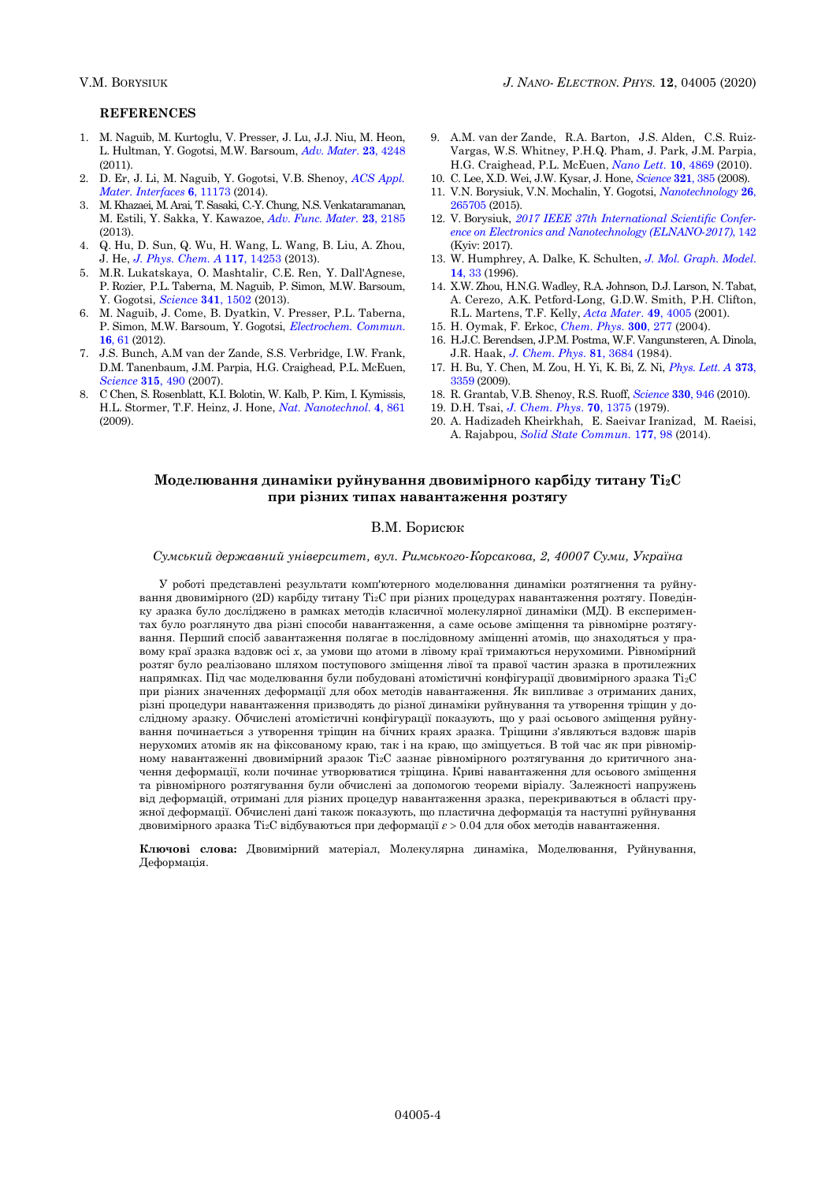## REFERENCES

1. M. Naguib, M. Kurtoglu, V. Presser, J. Lu, J.J. Niu, M. Heon, L. Hultman, Y. Gogotsi, M.W. Barsoum, *Adv. Mater.* **23**, 4248 (2011).
2. D. Er, J. Li, M. Naguib, Y. Gogotsi, V.B. Shenoy, *ACS Appl. Mater. Interfaces* **6**, 11173 (2014).
3. M. Khazaei, M. Arai, T. Sasaki, C.-Y. Chung, N.S. Venkataramanan, M. Estili, Y. Sakka, Y. Kawazoe, *Adv. Func. Mater.* **23**, 2185 (2013).
4. Q. Hu, D. Sun, Q. Wu, H. Wang, L. Wang, B. Liu, A. Zhou, J. He, *J. Phys. Chem. A* **117**, 14253 (2013).
5. M.R. Lukatskaya, O. Mashtalir, C.E. Ren, Y. Dall'Agnese, P. Rozier, P.L. Taberna, M. Naguib, P. Simon, M.W. Barsoum, Y. Gogotsi, *Science* **341**, 1502 (2013).
6. M. Naguib, J. Come, B. Dyatkin, V. Presser, P.L. Taberna, P. Simon, M.W. Barsoum, Y. Gogotsi, *Electrochem. Commun.* **16**, 61 (2012).
7. J.S. Bunch, A.M van der Zande, S.S. Verbridge, I.W. Frank, D.M. Tanenbaum, J.M. Parpia, H.G. Craighead, P.L. McEuen, *Science* **315**, 490 (2007).
8. C Chen, S. Rosenblatt, K.I. Bolotin, W. Kalb, P. Kim, I. Kymissis, H.L. Stormer, T.F. Heinz, J. Hone, *Nat. Nanotechnol.* **4**, 861 (2009).
9. A.M. van der Zande, R.A. Barton, J.S. Alden, C.S. Ruiz-Vargas, W.S. Whitney, P.H.Q. Pham, J. Park, J.M. Parpia, H.G. Craighead, P.L. McEuen, *Nano Lett.* **10**, 4869 (2010).
10. C. Lee, X.D. Wei, J.W. Kysar, J. Hone, *Science* **321**, 385 (2008).
11. V.N. Borysiuk, V.N. Mochalin, Y. Gogotsi, *Nanotechnology* **26**, 265705 (2015).
12. V. Borysiuk, *2017 IEEE 37th International Scientific Conference on Electronics and Nanotechnology (ELNANO-2017)*, 142 (Kyiv: 2017).
13. W. Humphrey, A. Dalke, K. Schulten, *J. Mol. Graph. Model.* **14**, 33 (1996).
14. X.W. Zhou, H.N.G. Wadley, R.A. Johnson, D.J. Larson, N. Tabat, A. Cerezo, A.K. Petford-Long, G.D.W. Smith, P.H. Clifton, R.L. Martens, T.F. Kelly, *Acta Mater.* **49**, 4005 (2001).
15. H. Oymak, F. Erkoc, *Chem. Phys.* **300**, 277 (2004).
16. H.J.C. Berendsen, J.P.M. Postma, W.F. Vangunsteren, A. Dinola, J.R. Haak, *J. Chem. Phys.* **81**, 3684 (1984).
17. H. Bu, Y. Chen, M. Zou, H. Yi, K. Bi, Z. Ni, *Phys. Lett. A* **373**, 3359 (2009).
18. R. Grantab, V.B. Shenoy, R.S. Ruoff, *Science* **330**, 946 (2010).
19. D.H. Tsai, *J. Chem. Phys.* **70**, 1375 (1979).
20. A. Hadizadeh Kheirkhah, E. Saeivar Iranizad, M. Raeisi, A. Rajabpou, *Solid State Commun.* **177**, 98 (2014).

## Моделювання динаміки руйнування двовимірного карбіду титану $Ti_2C$ при різних типах навантаження розтягу

В.М. Борисюк

*Сумський державний університет, вул. Римського-Корсакова, 2, 40007 Суми, Україна*

У роботі представлені результати комп'ютерного моделювання динаміки розтягнення та руйнування двовимірного (2D) карбіду титану $Ti_2C$ при різних процедурах навантаження розтягу. Поведінку зразка було досліджено в рамках методів класичної молекулярної динаміки (МД). В експериментах було розглянуто два різні способи навантаження, а саме осьове зміщення та рівномірне розтягування. Перший спосіб завантаження полягає в послідовному зміщенні атомів, що знаходяться у правому краї зразка вздовж осі *x*, за умови що атоми в лівому краї тримаються нерухомими. Рівномірний розтяг було реалізовано шляхом поступового зміщення лівої та правої частин зразка в протилежних напрямках. Під час моделювання були побудовані атомістичні конфігурації двовимірного зразка $Ti_2C$ при різних значеннях деформації для обох методів навантаження. Як випливає з отриманих даних, різні процедури навантаження призводять до різної динаміки руйнування та утворення тріщин у дослідному зразку. Обчислені атомістичні конфігурації показують, що у разі осьового зміщення руйнування починається з утворення тріщин на бічних краях зразка. Тріщини з'являються вздовж шарів нерухомих атомів як на фіксованому краю, так і на краю, що зміщується. В той час як при рівномірному навантаженні двовимірний зразок $Ti_2C$ зазнає рівномірного розтягування до критичного значення деформації, коли починає утворюватися тріщина. Криві навантаження для осьового зміщення та рівномірного розтягування були обчислені за допомогою теореми віріалу. Залежності напружень від деформацій, отримані для різних процедур навантаження зразка, перекриваються в області пружної деформації. Обчислені дані також показують, що пластична деформація та наступні руйнування двовимірного зразка $Ti_2C$ відбуваються при деформації $\varepsilon > 0.04$ для обох методів навантаження.

**Ключові слова:** Двовимірний матеріал, Молекулярна динаміка, Моделювання, Руйнування, Деформація.